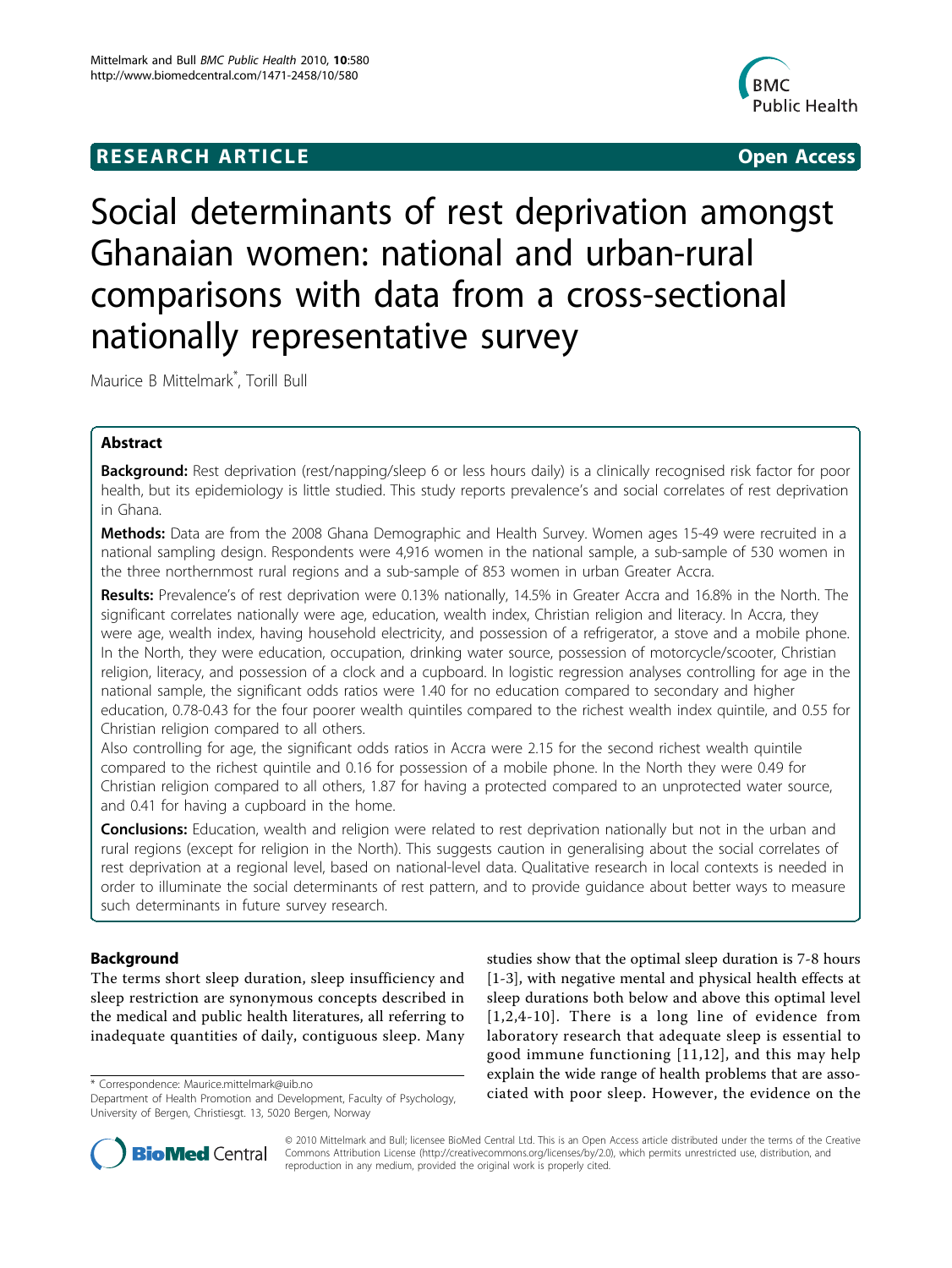## RESEARCH ARTICLE

**Open Access**

# Social determinants of rest deprivation amongst Ghanaian women: national and urban-rural comparisons with data from a cross-sectional nationally representative survey

Maurice B Mittelmark*, Torill Bull

## Abstract

**Background:** Rest deprivation (rest/napping/sleep 6 or less hours daily) is a clinically recognised risk factor for poor health, but its epidemiology is little studied. This study reports prevalence's and social correlates of rest deprivation in Ghana.

**Methods:** Data are from the 2008 Ghana Demographic and Health Survey. Women ages 15-49 were recruited in a national sampling design. Respondents were 4,916 women in the national sample, a sub-sample of 530 women in the three northernmost rural regions and a sub-sample of 853 women in urban Greater Accra.

**Results:** Prevalence's of rest deprivation were 0.13% nationally, 14.5% in Greater Accra and 16.8% in the North. The significant correlates nationally were age, education, wealth index, Christian religion and literacy. In Accra, they were age, wealth index, having household electricity, and possession of a refrigerator, a stove and a mobile phone. In the North, they were education, occupation, drinking water source, possession of motorcycle/scooter, Christian religion, literacy, and possession of a clock and a cupboard. In logistic regression analyses controlling for age in the national sample, the significant odds ratios were 1.40 for no education compared to secondary and higher education, 0.78-0.43 for the four poorer wealth quintiles compared to the richest wealth index quintile, and 0.55 for Christian religion compared to all others.

Also controlling for age, the significant odds ratios in Accra were 2.15 for the second richest wealth quintile compared to the richest quintile and 0.16 for possession of a mobile phone. In the North they were 0.49 for Christian religion compared to all others, 1.87 for having a protected compared to an unprotected water source, and 0.41 for having a cupboard in the home.

**Conclusions:** Education, wealth and religion were related to rest deprivation nationally but not in the urban and rural regions (except for religion in the North). This suggests caution in generalising about the social correlates of rest deprivation at a regional level, based on national-level data. Qualitative research in local contexts is needed in order to illuminate the social determinants of rest pattern, and to provide guidance about better ways to measure such determinants in future survey research.

## Background

The terms short sleep duration, sleep insufficiency and sleep restriction are synonymous concepts described in the medical and public health literatures, all referring to inadequate quantities of daily, contiguous sleep. Many studies show that the optimal sleep duration is 7-8 hours [1-3], with negative mental and physical health effects at sleep durations both below and above this optimal level [1,2,4-10]. There is a long line of evidence from laboratory research that adequate sleep is essential to good immune functioning [11,12], and this may help explain the wide range of health problems that are associated with poor sleep. However, the evidence on the

* Correspondence: Maurice.mittelmark@uib.no
Department of Health Promotion and Development, Faculty of Psychology, University of Bergen, Christiesgt. 13, 5020 Bergen, Norway

© 2010 Mittelmark and Bull; licensee BioMed Central Ltd. This is an Open Access article distributed under the terms of the Creative Commons Attribution License (http://creativecommons.org/licenses/by/2.0), which permits unrestricted use, distribution, and reproduction in any medium, provided the original work is properly cited.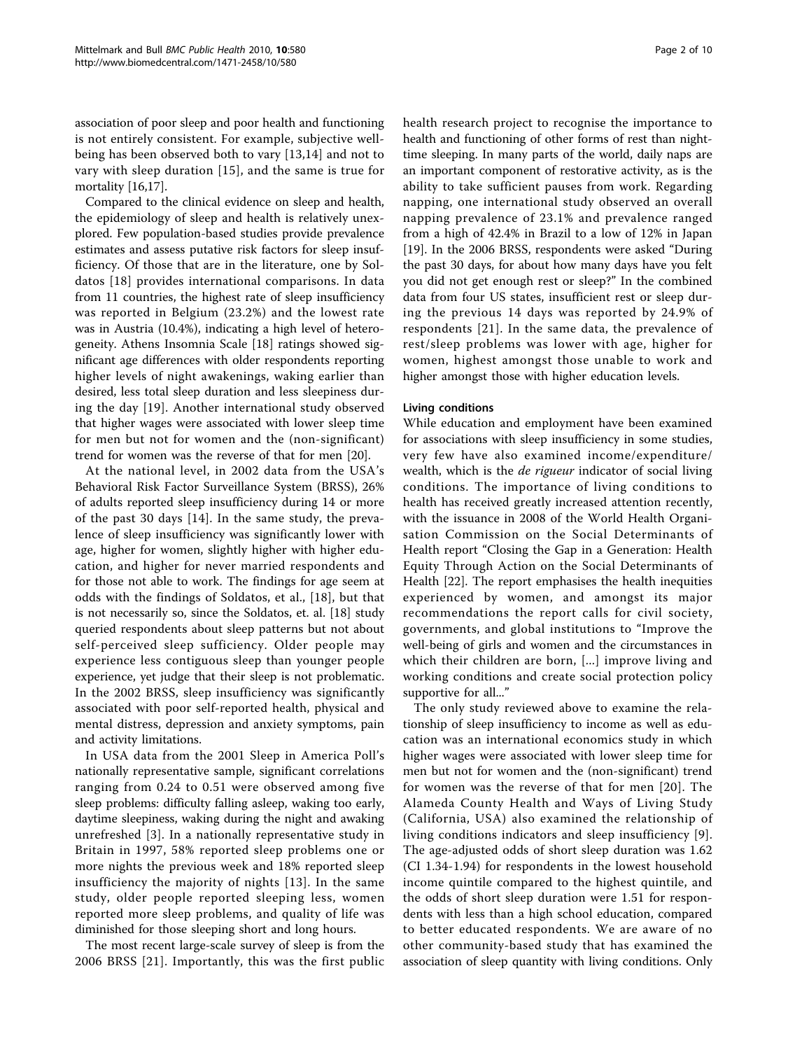association of poor sleep and poor health and functioning is not entirely consistent. For example, subjective well-being has been observed both to vary [13,14] and not to vary with sleep duration [15], and the same is true for mortality [16,17].

Compared to the clinical evidence on sleep and health, the epidemiology of sleep and health is relatively unexplored. Few population-based studies provide prevalence estimates and assess putative risk factors for sleep insufficiency. Of those that are in the literature, one by Soldatos [18] provides international comparisons. In data from 11 countries, the highest rate of sleep insufficiency was reported in Belgium (23.2%) and the lowest rate was in Austria (10.4%), indicating a high level of heterogeneity. Athens Insomnia Scale [18] ratings showed significant age differences with older respondents reporting higher levels of night awakenings, waking earlier than desired, less total sleep duration and less sleepiness during the day [19]. Another international study observed that higher wages were associated with lower sleep time for men but not for women and the (non-significant) trend for women was the reverse of that for men [20].

At the national level, in 2002 data from the USA's Behavioral Risk Factor Surveillance System (BRSS), 26% of adults reported sleep insufficiency during 14 or more of the past 30 days [14]. In the same study, the prevalence of sleep insufficiency was significantly lower with age, higher for women, slightly higher with higher education, and higher for never married respondents and for those not able to work. The findings for age seem at odds with the findings of Soldatos, et al., [18], but that is not necessarily so, since the Soldatos, et. al. [18] study queried respondents about sleep patterns but not about self-perceived sleep sufficiency. Older people may experience less contiguous sleep than younger people experience, yet judge that their sleep is not problematic. In the 2002 BRSS, sleep insufficiency was significantly associated with poor self-reported health, physical and mental distress, depression and anxiety symptoms, pain and activity limitations.

In USA data from the 2001 Sleep in America Poll's nationally representative sample, significant correlations ranging from 0.24 to 0.51 were observed among five sleep problems: difficulty falling asleep, waking too early, daytime sleepiness, waking during the night and awaking unrefreshed [3]. In a nationally representative study in Britain in 1997, 58% reported sleep problems one or more nights the previous week and 18% reported sleep insufficiency the majority of nights [13]. In the same study, older people reported sleeping less, women reported more sleep problems, and quality of life was diminished for those sleeping short and long hours.

The most recent large-scale survey of sleep is from the 2006 BRSS [21]. Importantly, this was the first public health research project to recognise the importance to health and functioning of other forms of rest than night-time sleeping. In many parts of the world, daily naps are an important component of restorative activity, as is the ability to take sufficient pauses from work. Regarding napping, one international study observed an overall napping prevalence of 23.1% and prevalence ranged from a high of 42.4% in Brazil to a low of 12% in Japan [19]. In the 2006 BRSS, respondents were asked "During the past 30 days, for about how many days have you felt you did not get enough rest or sleep?" In the combined data from four US states, insufficient rest or sleep during the previous 14 days was reported by 24.9% of respondents [21]. In the same data, the prevalence of rest/sleep problems was lower with age, higher for women, highest amongst those unable to work and higher amongst those with higher education levels.

### Living conditions

While education and employment have been examined for associations with sleep insufficiency in some studies, very few have also examined income/expenditure/wealth, which is the *de rigueur* indicator of social living conditions. The importance of living conditions to health has received greatly increased attention recently, with the issuance in 2008 of the World Health Organisation Commission on the Social Determinants of Health report "Closing the Gap in a Generation: Health Equity Through Action on the Social Determinants of Health [22]. The report emphasises the health inequities experienced by women, and amongst its major recommendations the report calls for civil society, governments, and global institutions to "Improve the well-being of girls and women and the circumstances in which their children are born, [...] improve living and working conditions and create social protection policy supportive for all..."

The only study reviewed above to examine the relationship of sleep insufficiency to income as well as education was an international economics study in which higher wages were associated with lower sleep time for men but not for women and the (non-significant) trend for women was the reverse of that for men [20]. The Alameda County Health and Ways of Living Study (California, USA) also examined the relationship of living conditions indicators and sleep insufficiency [9]. The age-adjusted odds of short sleep duration was 1.62 (CI 1.34-1.94) for respondents in the lowest household income quintile compared to the highest quintile, and the odds of short sleep duration were 1.51 for respondents with less than a high school education, compared to better educated respondents. We are aware of no other community-based study that has examined the association of sleep quantity with living conditions. Only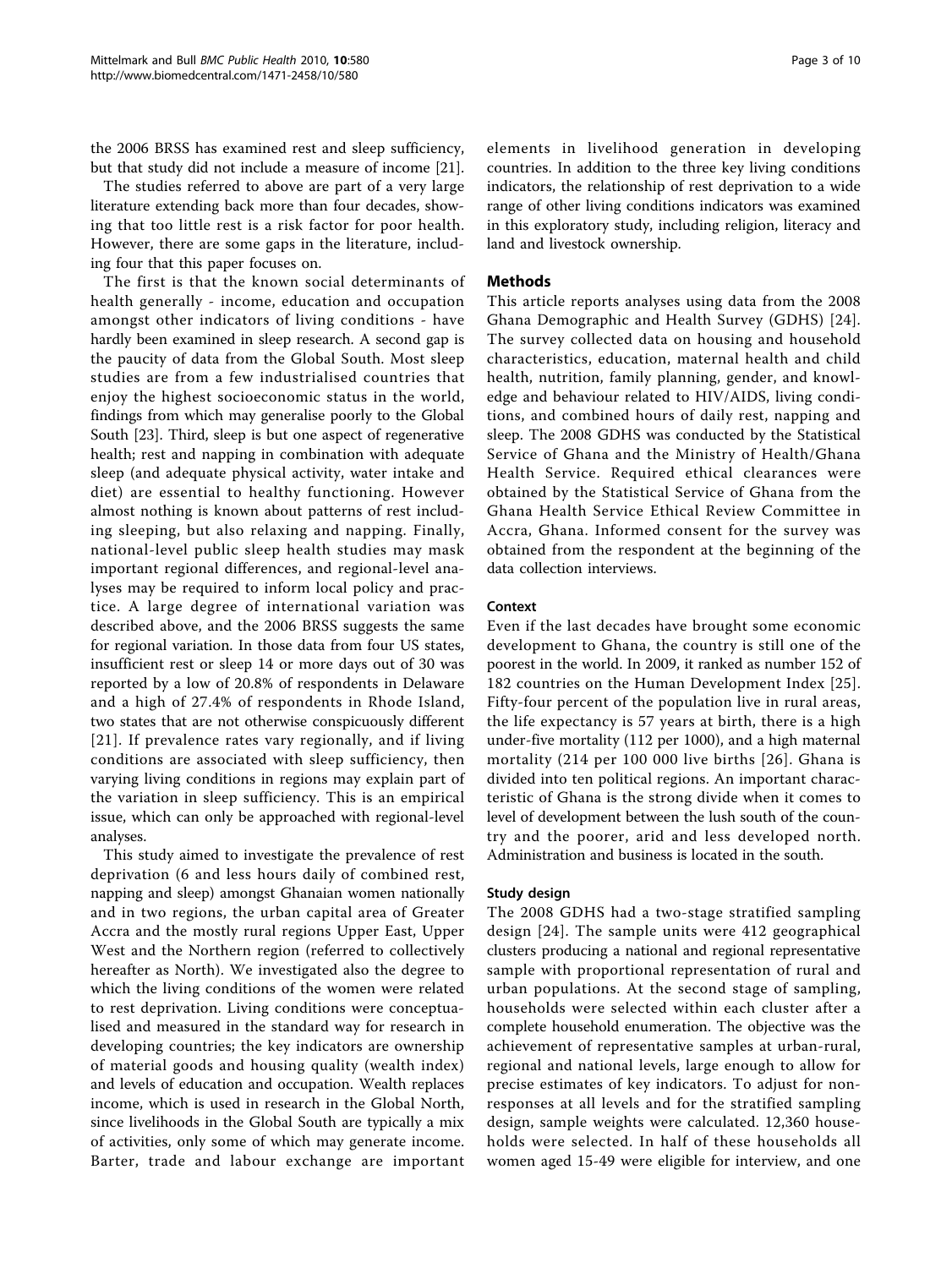the 2006 BRSS has examined rest and sleep sufficiency, but that study did not include a measure of income [21].

The studies referred to above are part of a very large literature extending back more than four decades, showing that too little rest is a risk factor for poor health. However, there are some gaps in the literature, including four that this paper focuses on.

The first is that the known social determinants of health generally - income, education and occupation amongst other indicators of living conditions - have hardly been examined in sleep research. A second gap is the paucity of data from the Global South. Most sleep studies are from a few industrialised countries that enjoy the highest socioeconomic status in the world, findings from which may generalise poorly to the Global South [23]. Third, sleep is but one aspect of regenerative health; rest and napping in combination with adequate sleep (and adequate physical activity, water intake and diet) are essential to healthy functioning. However almost nothing is known about patterns of rest including sleeping, but also relaxing and napping. Finally, national-level public sleep health studies may mask important regional differences, and regional-level analyses may be required to inform local policy and practice. A large degree of international variation was described above, and the 2006 BRSS suggests the same for regional variation. In those data from four US states, insufficient rest or sleep 14 or more days out of 30 was reported by a low of 20.8% of respondents in Delaware and a high of 27.4% of respondents in Rhode Island, two states that are not otherwise conspicuously different [21]. If prevalence rates vary regionally, and if living conditions are associated with sleep sufficiency, then varying living conditions in regions may explain part of the variation in sleep sufficiency. This is an empirical issue, which can only be approached with regional-level analyses.

This study aimed to investigate the prevalence of rest deprivation (6 and less hours daily of combined rest, napping and sleep) amongst Ghanaian women nationally and in two regions, the urban capital area of Greater Accra and the mostly rural regions Upper East, Upper West and the Northern region (referred to collectively hereafter as North). We investigated also the degree to which the living conditions of the women were related to rest deprivation. Living conditions were conceptualised and measured in the standard way for research in developing countries; the key indicators are ownership of material goods and housing quality (wealth index) and levels of education and occupation. Wealth replaces income, which is used in research in the Global North, since livelihoods in the Global South are typically a mix of activities, only some of which may generate income. Barter, trade and labour exchange are important elements in livelihood generation in developing countries. In addition to the three key living conditions indicators, the relationship of rest deprivation to a wide range of other living conditions indicators was examined in this exploratory study, including religion, literacy and land and livestock ownership.

## Methods

This article reports analyses using data from the 2008 Ghana Demographic and Health Survey (GDHS) [24]. The survey collected data on housing and household characteristics, education, maternal health and child health, nutrition, family planning, gender, and knowledge and behaviour related to HIV/AIDS, living conditions, and combined hours of daily rest, napping and sleep. The 2008 GDHS was conducted by the Statistical Service of Ghana and the Ministry of Health/Ghana Health Service. Required ethical clearances were obtained by the Statistical Service of Ghana from the Ghana Health Service Ethical Review Committee in Accra, Ghana. Informed consent for the survey was obtained from the respondent at the beginning of the data collection interviews.

### Context

Even if the last decades have brought some economic development to Ghana, the country is still one of the poorest in the world. In 2009, it ranked as number 152 of 182 countries on the Human Development Index [25]. Fifty-four percent of the population live in rural areas, the life expectancy is 57 years at birth, there is a high under-five mortality (112 per 1000), and a high maternal mortality (214 per 100 000 live births [26]. Ghana is divided into ten political regions. An important characteristic of Ghana is the strong divide when it comes to level of development between the lush south of the country and the poorer, arid and less developed north. Administration and business is located in the south.

### Study design

The 2008 GDHS had a two-stage stratified sampling design [24]. The sample units were 412 geographical clusters producing a national and regional representative sample with proportional representation of rural and urban populations. At the second stage of sampling, households were selected within each cluster after a complete household enumeration. The objective was the achievement of representative samples at urban-rural, regional and national levels, large enough to allow for precise estimates of key indicators. To adjust for non-responses at all levels and for the stratified sampling design, sample weights were calculated. 12,360 households were selected. In half of these households all women aged 15-49 were eligible for interview, and one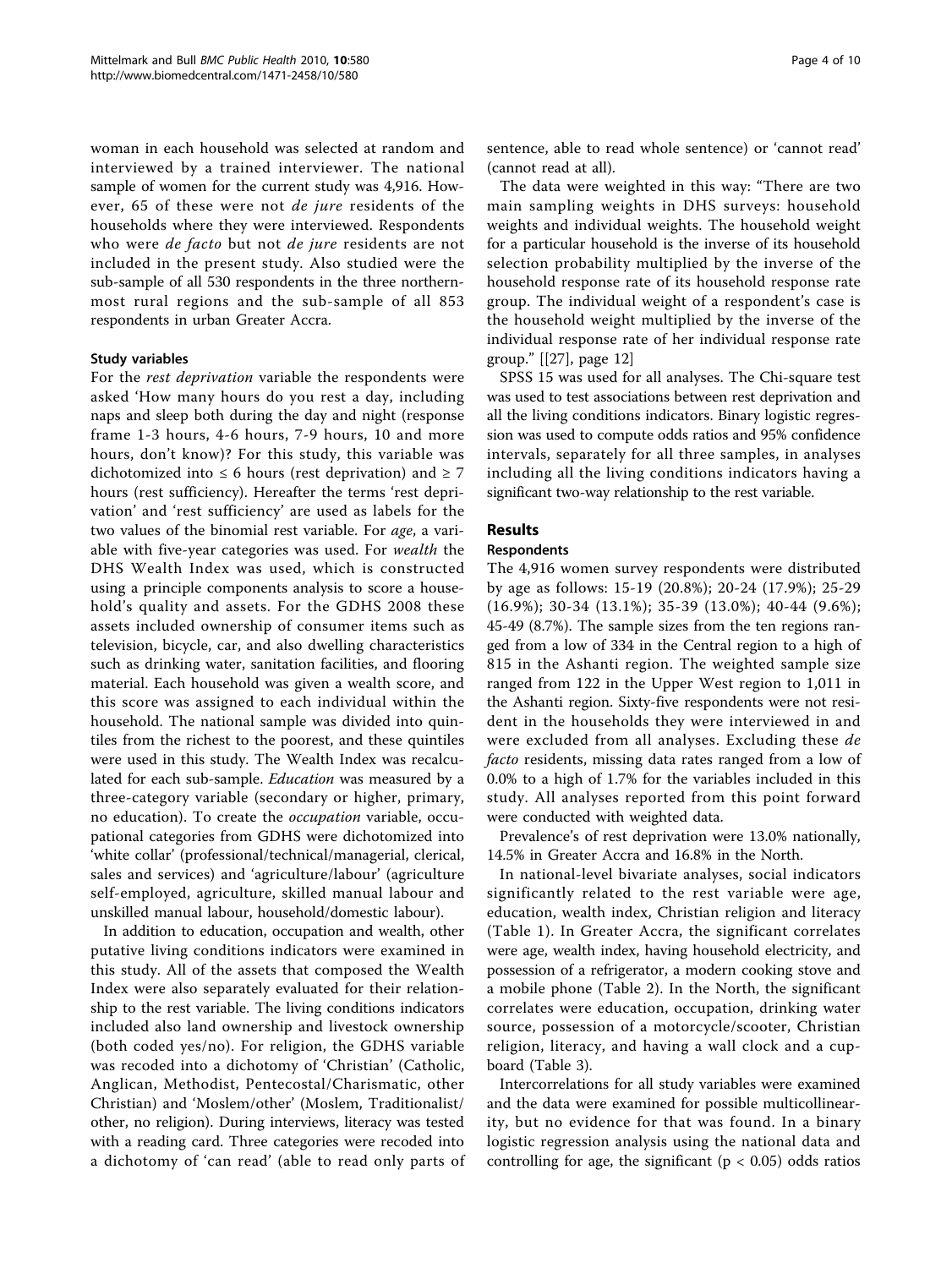woman in each household was selected at random and interviewed by a trained interviewer. The national sample of women for the current study was 4,916. However, 65 of these were not *de jure* residents of the households where they were interviewed. Respondents who were *de facto* but not *de jure* residents are not included in the present study. Also studied were the sub-sample of all 530 respondents in the three northernmost rural regions and the sub-sample of all 853 respondents in urban Greater Accra.

### Study variables

For the *rest deprivation* variable the respondents were asked 'How many hours do you rest a day, including naps and sleep both during the day and night (response frame 1-3 hours, 4-6 hours, 7-9 hours, 10 and more hours, don't know)? For this study, this variable was dichotomized into ≤ 6 hours (rest deprivation) and ≥ 7 hours (rest sufficiency). Hereafter the terms 'rest deprivation' and 'rest sufficiency' are used as labels for the two values of the binomial rest variable. For *age*, a variable with five-year categories was used. For *wealth* the DHS Wealth Index was used, which is constructed using a principle components analysis to score a household's quality and assets. For the GDHS 2008 these assets included ownership of consumer items such as television, bicycle, car, and also dwelling characteristics such as drinking water, sanitation facilities, and flooring material. Each household was given a wealth score, and this score was assigned to each individual within the household. The national sample was divided into quintiles from the richest to the poorest, and these quintiles were used in this study. The Wealth Index was recalculated for each sub-sample. *Education* was measured by a three-category variable (secondary or higher, primary, no education). To create the *occupation* variable, occupational categories from GDHS were dichotomized into 'white collar' (professional/technical/managerial, clerical, sales and services) and 'agriculture/labour' (agriculture self-employed, agriculture, skilled manual labour and unskilled manual labour, household/domestic labour).

In addition to education, occupation and wealth, other putative living conditions indicators were examined in this study. All of the assets that composed the Wealth Index were also separately evaluated for their relationship to the rest variable. The living conditions indicators included also land ownership and livestock ownership (both coded yes/no). For religion, the GDHS variable was recoded into a dichotomy of 'Christian' (Catholic, Anglican, Methodist, Pentecostal/Charismatic, other Christian) and 'Moslem/other' (Moslem, Traditionalist/other, no religion). During interviews, literacy was tested with a reading card. Three categories were recoded into a dichotomy of 'can read' (able to read only parts of sentence, able to read whole sentence) or 'cannot read' (cannot read at all).

The data were weighted in this way: "There are two main sampling weights in DHS surveys: household weights and individual weights. The household weight for a particular household is the inverse of its household selection probability multiplied by the inverse of the household response rate of its household response rate group. The individual weight of a respondent's case is the household weight multiplied by the inverse of the individual response rate of her individual response rate group." [[27], page 12]

SPSS 15 was used for all analyses. The Chi-square test was used to test associations between rest deprivation and all the living conditions indicators. Binary logistic regression was used to compute odds ratios and 95% confidence intervals, separately for all three samples, in analyses including all the living conditions indicators having a significant two-way relationship to the rest variable.

## Results

### Respondents

The 4,916 women survey respondents were distributed by age as follows: 15-19 (20.8%); 20-24 (17.9%); 25-29 (16.9%); 30-34 (13.1%); 35-39 (13.0%); 40-44 (9.6%); 45-49 (8.7%). The sample sizes from the ten regions ranged from a low of 334 in the Central region to a high of 815 in the Ashanti region. The weighted sample size ranged from 122 in the Upper West region to 1,011 in the Ashanti region. Sixty-five respondents were not resident in the households they were interviewed in and were excluded from all analyses. Excluding these *de facto* residents, missing data rates ranged from a low of 0.0% to a high of 1.7% for the variables included in this study. All analyses reported from this point forward were conducted with weighted data.

Prevalence's of rest deprivation were 13.0% nationally, 14.5% in Greater Accra and 16.8% in the North.

In national-level bivariate analyses, social indicators significantly related to the rest variable were age, education, wealth index, Christian religion and literacy (Table 1). In Greater Accra, the significant correlates were age, wealth index, having household electricity, and possession of a refrigerator, a modern cooking stove and a mobile phone (Table 2). In the North, the significant correlates were education, occupation, drinking water source, possession of a motorcycle/scooter, Christian religion, literacy, and having a wall clock and a cupboard (Table 3).

Intercorrelations for all study variables were examined and the data were examined for possible multicollinearity, but no evidence for that was found. In a binary logistic regression analysis using the national data and controlling for age, the significant ($p < 0.05$) odds ratios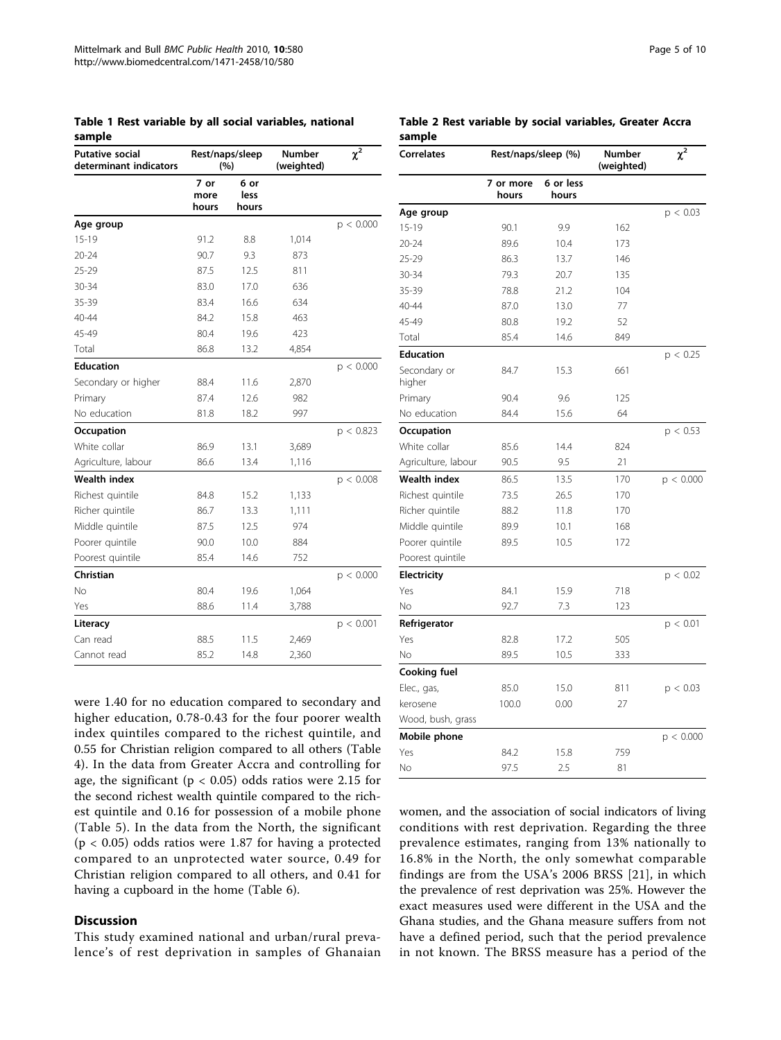**Table 1 Rest variable by all social variables, national sample**

| Putative social determinant indicators | Rest/naps/sleep (%) | | Number (weighted) | $\chi^2$ |
|---|---|---|---|---|
| | 7 or more hours | 6 or less hours | | |
| **Age group** | | | | p < 0.000 |
| 15-19 | 91.2 | 8.8 | 1,014 | |
| 20-24 | 90.7 | 9.3 | 873 | |
| 25-29 | 87.5 | 12.5 | 811 | |
| 30-34 | 83.0 | 17.0 | 636 | |
| 35-39 | 83.4 | 16.6 | 634 | |
| 40-44 | 84.2 | 15.8 | 463 | |
| 45-49 | 80.4 | 19.6 | 423 | |
| Total | 86.8 | 13.2 | 4,854 | |
| **Education** | | | | p < 0.000 |
| Secondary or higher | 88.4 | 11.6 | 2,870 | |
| Primary | 87.4 | 12.6 | 982 | |
| No education | 81.8 | 18.2 | 997 | |
| **Occupation** | | | | p < 0.823 |
| White collar | 86.9 | 13.1 | 3,689 | |
| Agriculture, labour | 86.6 | 13.4 | 1,116 | |
| **Wealth index** | | | | p < 0.008 |
| Richest quintile | 84.8 | 15.2 | 1,133 | |
| Richer quintile | 86.7 | 13.3 | 1,111 | |
| Middle quintile | 87.5 | 12.5 | 974 | |
| Poorer quintile | 90.0 | 10.0 | 884 | |
| Poorest quintile | 85.4 | 14.6 | 752 | |
| **Christian** | | | | p < 0.000 |
| No | 80.4 | 19.6 | 1,064 | |
| Yes | 88.6 | 11.4 | 3,788 | |
| **Literacy** | | | | p < 0.001 |
| Can read | 88.5 | 11.5 | 2,469 | |
| Cannot read | 85.2 | 14.8 | 2,360 | |

were 1.40 for no education compared to secondary and higher education, 0.78-0.43 for the four poorer wealth index quintiles compared to the richest quintile, and 0.55 for Christian religion compared to all others (Table 4). In the data from Greater Accra and controlling for age, the significant ($p < 0.05$) odds ratios were 2.15 for the second richest wealth quintile compared to the richest quintile and 0.16 for possession of a mobile phone (Table 5). In the data from the North, the significant ($p < 0.05$) odds ratios were 1.87 for having a protected compared to an unprotected water source, 0.49 for Christian religion compared to all others, and 0.41 for having a cupboard in the home (Table 6).

## Discussion

This study examined national and urban/rural prevalence's of rest deprivation in samples of Ghanaian

**Table 2 Rest variable by social variables, Greater Accra sample**

| Correlates | Rest/naps/sleep (%) | | Number (weighted) | $\chi^2$ |
|---|---|---|---|---|
| | 7 or more hours | 6 or less hours | | |
| **Age group** | | | | p < 0.03 |
| 15-19 | 90.1 | 9.9 | 162 | |
| 20-24 | 89.6 | 10.4 | 173 | |
| 25-29 | 86.3 | 13.7 | 146 | |
| 30-34 | 79.3 | 20.7 | 135 | |
| 35-39 | 78.8 | 21.2 | 104 | |
| 40-44 | 87.0 | 13.0 | 77 | |
| 45-49 | 80.8 | 19.2 | 52 | |
| Total | 85.4 | 14.6 | 849 | |
| **Education** | | | | p < 0.25 |
| Secondary or higher | 84.7 | 15.3 | 661 | |
| Primary | 90.4 | 9.6 | 125 | |
| No education | 84.4 | 15.6 | 64 | |
| **Occupation** | | | | p < 0.53 |
| White collar | 85.6 | 14.4 | 824 | |
| Agriculture, labour | 90.5 | 9.5 | 21 | |
| **Wealth index** | 86.5 | 13.5 | 170 | p < 0.000 |
| Richest quintile | 73.5 | 26.5 | 170 | |
| Richer quintile | 88.2 | 11.8 | 170 | |
| Middle quintile | 89.9 | 10.1 | 168 | |
| Poorer quintile | 89.5 | 10.5 | 172 | |
| Poorest quintile | | | | |
| **Electricity** | | | | p < 0.02 |
| Yes | 84.1 | 15.9 | 718 | |
| No | 92.7 | 7.3 | 123 | |
| **Refrigerator** | | | | p < 0.01 |
| Yes | 82.8 | 17.2 | 505 | |
| No | 89.5 | 10.5 | 333 | |
| **Cooking fuel** | | | | |
| Elec., gas, | 85.0 | 15.0 | 811 | p < 0.03 |
| kerosene | 100.0 | 0.00 | 27 | |
| Wood, bush, grass | | | | |
| **Mobile phone** | | | | p < 0.000 |
| Yes | 84.2 | 15.8 | 759 | |
| No | 97.5 | 2.5 | 81 | |

women, and the association of social indicators of living conditions with rest deprivation. Regarding the three prevalence estimates, ranging from 13% nationally to 16.8% in the North, the only somewhat comparable findings are from the USA's 2006 BRSS [21], in which the prevalence of rest deprivation was 25%. However the exact measures used were different in the USA and the Ghana studies, and the Ghana measure suffers from not have a defined period, such that the period prevalence in not known. The BRSS measure has a period of the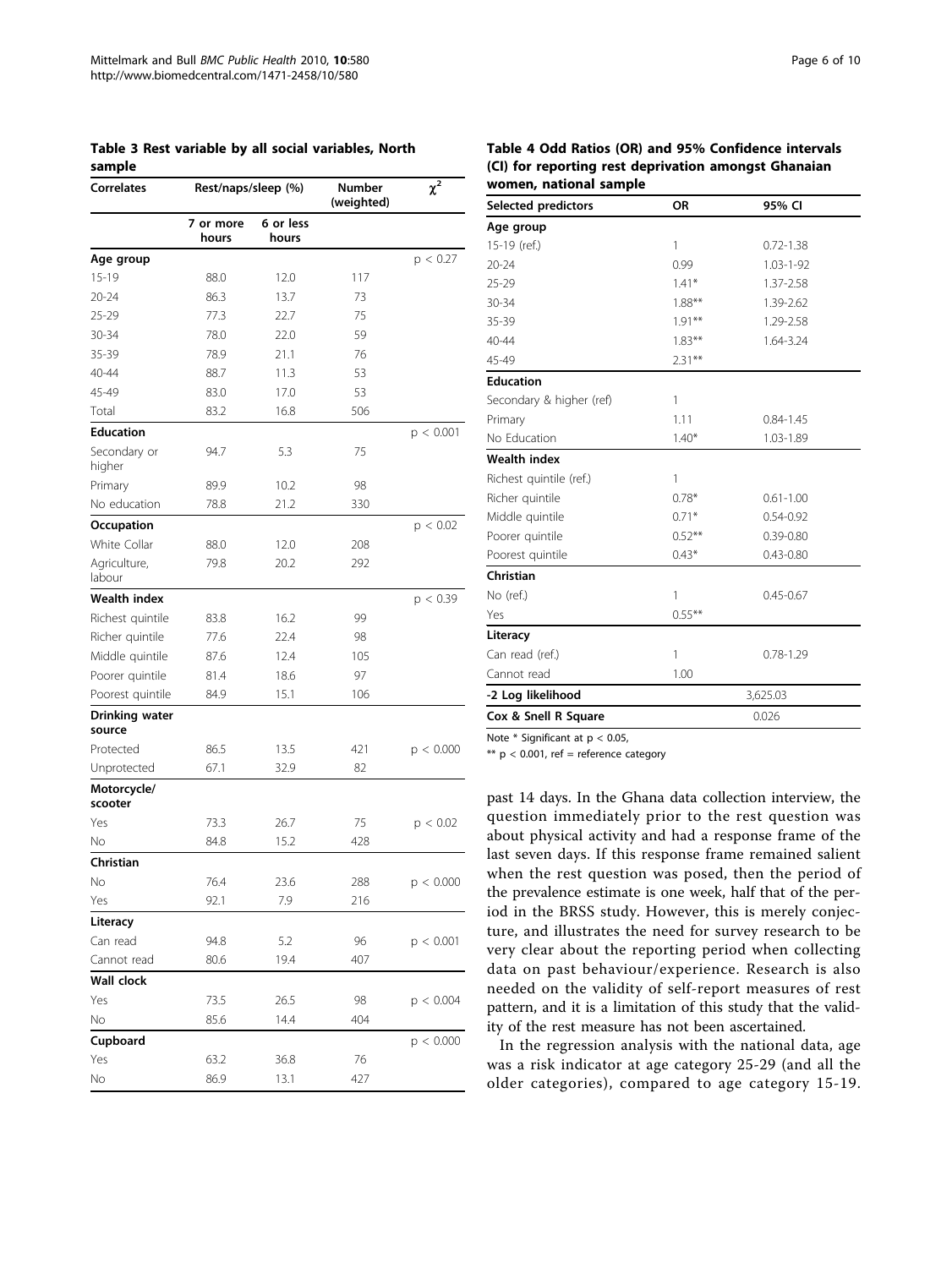**Table 3 Rest variable by all social variables, North sample**

| Correlates | Rest/naps/sleep (%) | | Number (weighted) | $\chi^2$ |
|---|---|---|---|---|
| | 7 or more hours | 6 or less hours | | |
| **Age group** | | | | p < 0.27 |
| 15-19 | 88.0 | 12.0 | 117 | |
| 20-24 | 86.3 | 13.7 | 73 | |
| 25-29 | 77.3 | 22.7 | 75 | |
| 30-34 | 78.0 | 22.0 | 59 | |
| 35-39 | 78.9 | 21.1 | 76 | |
| 40-44 | 88.7 | 11.3 | 53 | |
| 45-49 | 83.0 | 17.0 | 53 | |
| Total | 83.2 | 16.8 | 506 | |
| **Education** | | | | p < 0.001 |
| Secondary or higher | 94.7 | 5.3 | 75 | |
| Primary | 89.9 | 10.2 | 98 | |
| No education | 78.8 | 21.2 | 330 | |
| **Occupation** | | | | p < 0.02 |
| White Collar | 88.0 | 12.0 | 208 | |
| Agriculture, labour | 79.8 | 20.2 | 292 | |
| **Wealth index** | | | | p < 0.39 |
| Richest quintile | 83.8 | 16.2 | 99 | |
| Richer quintile | 77.6 | 22.4 | 98 | |
| Middle quintile | 87.6 | 12.4 | 105 | |
| Poorer quintile | 81.4 | 18.6 | 97 | |
| Poorest quintile | 84.9 | 15.1 | 106 | |
| **Drinking water source** | | | | |
| Protected | 86.5 | 13.5 | 421 | p < 0.000 |
| Unprotected | 67.1 | 32.9 | 82 | |
| **Motorcycle/ scooter** | | | | |
| Yes | 73.3 | 26.7 | 75 | p < 0.02 |
| No | 84.8 | 15.2 | 428 | |
| **Christian** | | | | |
| No | 76.4 | 23.6 | 288 | p < 0.000 |
| Yes | 92.1 | 7.9 | 216 | |
| **Literacy** | | | | |
| Can read | 94.8 | 5.2 | 96 | p < 0.001 |
| Cannot read | 80.6 | 19.4 | 407 | |
| **Wall clock** | | | | |
| Yes | 73.5 | 26.5 | 98 | p < 0.004 |
| No | 85.6 | 14.4 | 404 | |
| **Cupboard** | | | | p < 0.000 |
| Yes | 63.2 | 36.8 | 76 | |
| No | 86.9 | 13.1 | 427 | |

**Table 4 Odd Ratios (OR) and 95% Confidence intervals (CI) for reporting rest deprivation amongst Ghanaian women, national sample**

| Selected predictors | OR | 95% CI |
|---|---|---|
| **Age group** | | |
| 15-19 (ref.) | 1 | 0.72-1.38 |
| 20-24 | 0.99 | 1.03-1-92 |
| 25-29 | 1.41* | 1.37-2.58 |
| 30-34 | 1.88** | 1.39-2.62 |
| 35-39 | 1.91** | 1.29-2.58 |
| 40-44 | 1.83** | 1.64-3.24 |
| 45-49 | 2.31** | |
| **Education** | | |
| Secondary & higher (ref) | 1 | |
| Primary | 1.11 | 0.84-1.45 |
| No Education | 1.40* | 1.03-1.89 |
| **Wealth index** | | |
| Richest quintile (ref.) | 1 | |
| Richer quintile | 0.78* | 0.61-1.00 |
| Middle quintile | 0.71* | 0.54-0.92 |
| Poorer quintile | 0.52** | 0.39-0.80 |
| Poorest quintile | 0.43* | 0.43-0.80 |
| **Christian** | | |
| No (ref.) | 1 | 0.45-0.67 |
| Yes | 0.55** | |
| **Literacy** | | |
| Can read (ref.) | 1 | 0.78-1.29 |
| Cannot read | 1.00 | |
| **-2 Log likelihood** | | 3,625.03 |
| **Cox & Snell R Square** | | 0.026 |

Note * Significant at $p < 0.05$,

** $p < 0.001$, ref = reference category

past 14 days. In the Ghana data collection interview, the question immediately prior to the rest question was about physical activity and had a response frame of the last seven days. If this response frame remained salient when the rest question was posed, then the period of the prevalence estimate is one week, half that of the period in the BRSS study. However, this is merely conjecture, and illustrates the need for survey research to be very clear about the reporting period when collecting data on past behaviour/experience. Research is also needed on the validity of self-report measures of rest pattern, and it is a limitation of this study that the validity of the rest measure has not been ascertained.

In the regression analysis with the national data, age was a risk indicator at age category 25-29 (and all the older categories), compared to age category 15-19.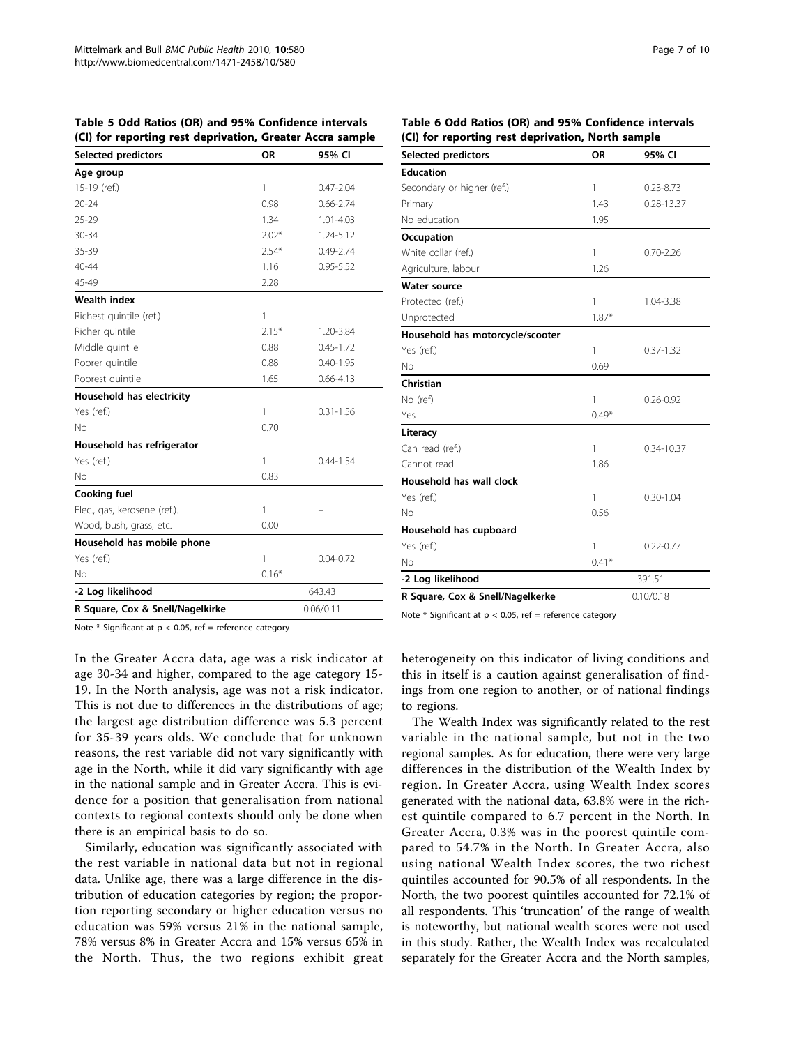**Table 5 Odd Ratios (OR) and 95% Confidence intervals (CI) for reporting rest deprivation, Greater Accra sample**

| Selected predictors | OR | 95% CI |
|---|---|---|
| **Age group** | | |
| 15-19 (ref.) | 1 | 0.47-2.04 |
| 20-24 | 0.98 | 0.66-2.74 |
| 25-29 | 1.34 | 1.01-4.03 |
| 30-34 | 2.02* | 1.24-5.12 |
| 35-39 | 2.54* | 0.49-2.74 |
| 40-44 | 1.16 | 0.95-5.52 |
| 45-49 | 2.28 | |
| **Wealth index** | | |
| Richest quintile (ref.) | 1 | |
| Richer quintile | 2.15* | 1.20-3.84 |
| Middle quintile | 0.88 | 0.45-1.72 |
| Poorer quintile | 0.88 | 0.40-1.95 |
| Poorest quintile | 1.65 | 0.66-4.13 |
| **Household has electricity** | | |
| Yes (ref.) | 1 | 0.31-1.56 |
| No | 0.70 | |
| **Household has refrigerator** | | |
| Yes (ref.) | 1 | 0.44-1.54 |
| No | 0.83 | |
| **Cooking fuel** | | |
| Elec., gas, kerosene (ref.). | 1 | – |
| Wood, bush, grass, etc. | 0.00 | |
| **Household has mobile phone** | | |
| Yes (ref.) | 1 | 0.04-0.72 |
| No | 0.16* | |
| **-2 Log likelihood** | 643.43 | |
| **R Square, Cox & Snell/Nagelkirke** | 0.06/0.11 | |

Note * Significant at p < 0.05, ref = reference category

**Table 6 Odd Ratios (OR) and 95% Confidence intervals (CI) for reporting rest deprivation, North sample**

| Selected predictors | OR | 95% CI |
|---|---|---|
| **Education** | | |
| Secondary or higher (ref.) | 1 | 0.23-8.73 |
| Primary | 1.43 | 0.28-13.37 |
| No education | 1.95 | |
| **Occupation** | | |
| White collar (ref.) | 1 | 0.70-2.26 |
| Agriculture, labour | 1.26 | |
| **Water source** | | |
| Protected (ref.) | 1 | 1.04-3.38 |
| Unprotected | 1.87* | |
| **Household has motorcycle/scooter** | | |
| Yes (ref.) | 1 | 0.37-1.32 |
| No | 0.69 | |
| **Christian** | | |
| No (ref) | 1 | 0.26-0.92 |
| Yes | 0.49* | |
| **Literacy** | | |
| Can read (ref.) | 1 | 0.34-10.37 |
| Cannot read | 1.86 | |
| **Household has wall clock** | | |
| Yes (ref.) | 1 | 0.30-1.04 |
| No | 0.56 | |
| **Household has cupboard** | | |
| Yes (ref.) | 1 | 0.22-0.77 |
| No | 0.41* | |
| **-2 Log likelihood** | 391.51 | |
| **R Square, Cox & Snell/Nagelkerke** | 0.10/0.18 | |

Note * Significant at p < 0.05, ref = reference category

In the Greater Accra data, age was a risk indicator at age 30-34 and higher, compared to the age category 15-19. In the North analysis, age was not a risk indicator. This is not due to differences in the distributions of age; the largest age distribution difference was 5.3 percent for 35-39 years olds. We conclude that for unknown reasons, the rest variable did not vary significantly with age in the North, while it did vary significantly with age in the national sample and in Greater Accra. This is evidence for a position that generalisation from national contexts to regional contexts should only be done when there is an empirical basis to do so.

Similarly, education was significantly associated with the rest variable in national data but not in regional data. Unlike age, there was a large difference in the distribution of education categories by region; the proportion reporting secondary or higher education versus no education was 59% versus 21% in the national sample, 78% versus 8% in Greater Accra and 15% versus 65% in the North. Thus, the two regions exhibit great heterogeneity on this indicator of living conditions and this in itself is a caution against generalisation of findings from one region to another, or of national findings to regions.

The Wealth Index was significantly related to the rest variable in the national sample, but not in the two regional samples. As for education, there were very large differences in the distribution of the Wealth Index by region. In Greater Accra, using Wealth Index scores generated with the national data, 63.8% were in the richest quintile compared to 6.7 percent in the North. In Greater Accra, 0.3% was in the poorest quintile compared to 54.7% in the North. In Greater Accra, also using national Wealth Index scores, the two richest quintiles accounted for 90.5% of all respondents. In the North, the two poorest quintiles accounted for 72.1% of all respondents. This 'truncation' of the range of wealth is noteworthy, but national wealth scores were not used in this study. Rather, the Wealth Index was recalculated separately for the Greater Accra and the North samples,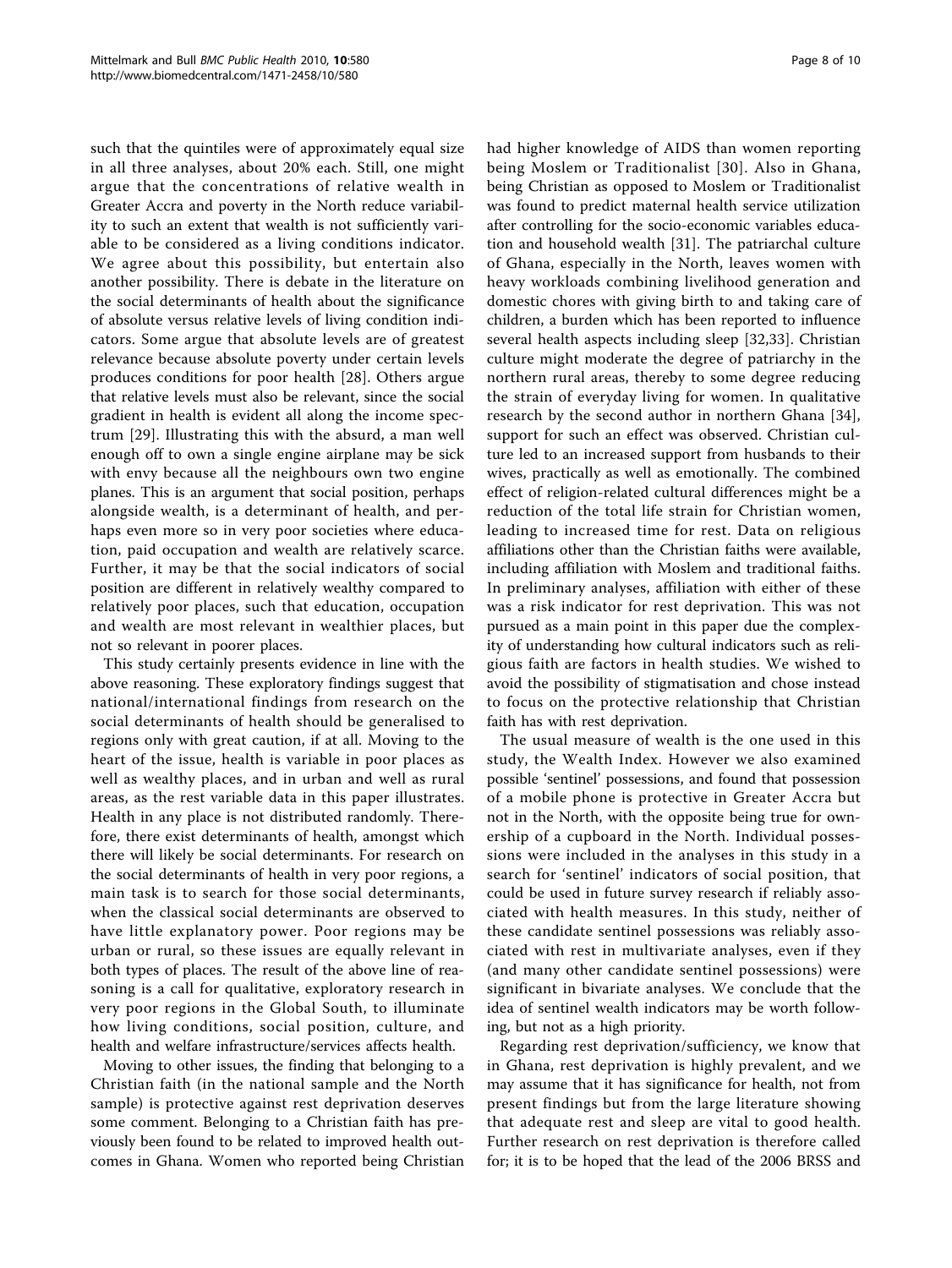such that the quintiles were of approximately equal size in all three analyses, about 20% each. Still, one might argue that the concentrations of relative wealth in Greater Accra and poverty in the North reduce variability to such an extent that wealth is not sufficiently variable to be considered as a living conditions indicator. We agree about this possibility, but entertain also another possibility. There is debate in the literature on the social determinants of health about the significance of absolute versus relative levels of living condition indicators. Some argue that absolute levels are of greatest relevance because absolute poverty under certain levels produces conditions for poor health [28]. Others argue that relative levels must also be relevant, since the social gradient in health is evident all along the income spectrum [29]. Illustrating this with the absurd, a man well enough off to own a single engine airplane may be sick with envy because all the neighbours own two engine planes. This is an argument that social position, perhaps alongside wealth, is a determinant of health, and perhaps even more so in very poor societies where education, paid occupation and wealth are relatively scarce. Further, it may be that the social indicators of social position are different in relatively wealthy compared to relatively poor places, such that education, occupation and wealth are most relevant in wealthier places, but not so relevant in poorer places.

This study certainly presents evidence in line with the above reasoning. These exploratory findings suggest that national/international findings from research on the social determinants of health should be generalised to regions only with great caution, if at all. Moving to the heart of the issue, health is variable in poor places as well as wealthy places, and in urban and well as rural areas, as the rest variable data in this paper illustrates. Health in any place is not distributed randomly. Therefore, there exist determinants of health, amongst which there will likely be social determinants. For research on the social determinants of health in very poor regions, a main task is to search for those social determinants, when the classical social determinants are observed to have little explanatory power. Poor regions may be urban or rural, so these issues are equally relevant in both types of places. The result of the above line of reasoning is a call for qualitative, exploratory research in very poor regions in the Global South, to illuminate how living conditions, social position, culture, and health and welfare infrastructure/services affects health.

Moving to other issues, the finding that belonging to a Christian faith (in the national sample and the North sample) is protective against rest deprivation deserves some comment. Belonging to a Christian faith has previously been found to be related to improved health outcomes in Ghana. Women who reported being Christian had higher knowledge of AIDS than women reporting being Moslem or Traditionalist [30]. Also in Ghana, being Christian as opposed to Moslem or Traditionalist was found to predict maternal health service utilization after controlling for the socio-economic variables education and household wealth [31]. The patriarchal culture of Ghana, especially in the North, leaves women with heavy workloads combining livelihood generation and domestic chores with giving birth to and taking care of children, a burden which has been reported to influence several health aspects including sleep [32,33]. Christian culture might moderate the degree of patriarchy in the northern rural areas, thereby to some degree reducing the strain of everyday living for women. In qualitative research by the second author in northern Ghana [34], support for such an effect was observed. Christian culture led to an increased support from husbands to their wives, practically as well as emotionally. The combined effect of religion-related cultural differences might be a reduction of the total life strain for Christian women, leading to increased time for rest. Data on religious affiliations other than the Christian faiths were available, including affiliation with Moslem and traditional faiths. In preliminary analyses, affiliation with either of these was a risk indicator for rest deprivation. This was not pursued as a main point in this paper due the complexity of understanding how cultural indicators such as religious faith are factors in health studies. We wished to avoid the possibility of stigmatisation and chose instead to focus on the protective relationship that Christian faith has with rest deprivation.

The usual measure of wealth is the one used in this study, the Wealth Index. However we also examined possible 'sentinel' possessions, and found that possession of a mobile phone is protective in Greater Accra but not in the North, with the opposite being true for ownership of a cupboard in the North. Individual possessions were included in the analyses in this study in a search for 'sentinel' indicators of social position, that could be used in future survey research if reliably associated with health measures. In this study, neither of these candidate sentinel possessions was reliably associated with rest in multivariate analyses, even if they (and many other candidate sentinel possessions) were significant in bivariate analyses. We conclude that the idea of sentinel wealth indicators may be worth following, but not as a high priority.

Regarding rest deprivation/sufficiency, we know that in Ghana, rest deprivation is highly prevalent, and we may assume that it has significance for health, not from present findings but from the large literature showing that adequate rest and sleep are vital to good health. Further research on rest deprivation is therefore called for; it is to be hoped that the lead of the 2006 BRSS and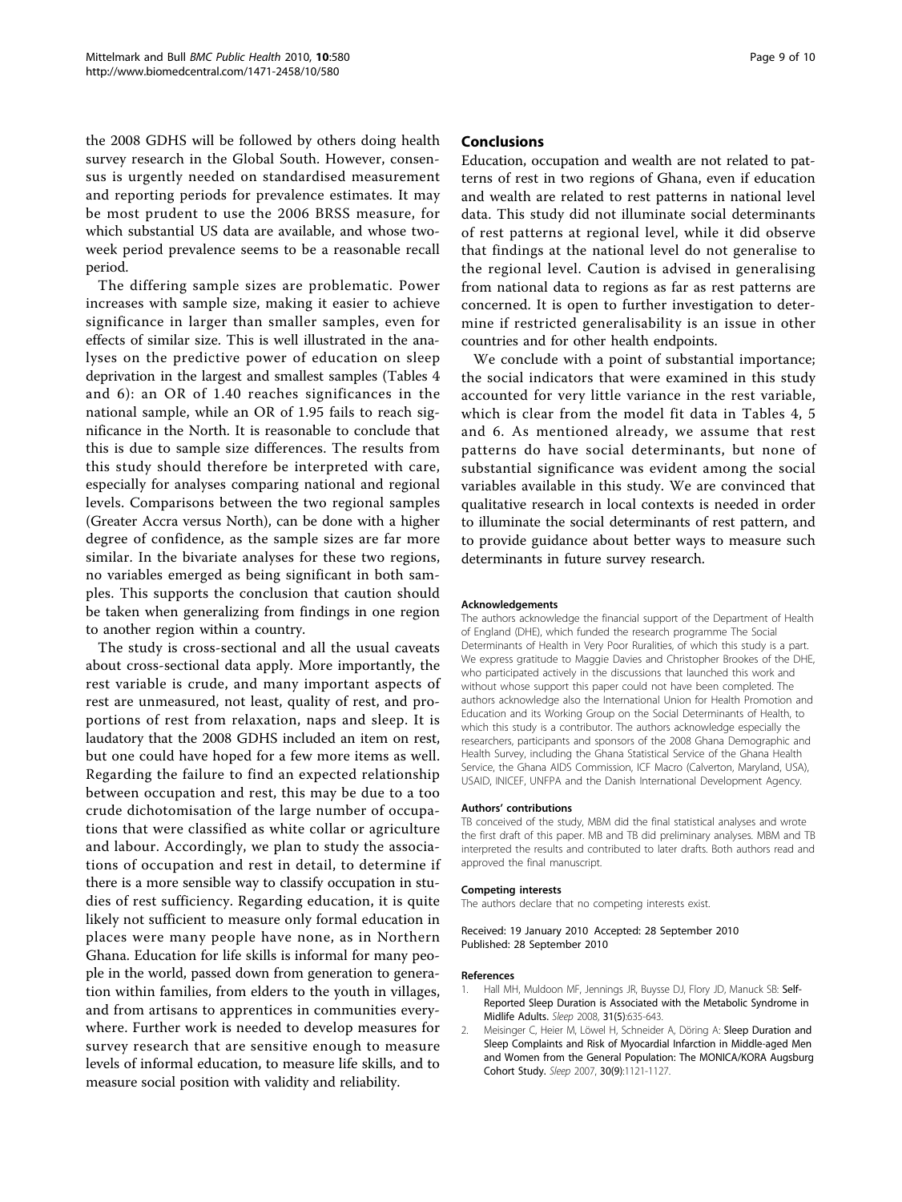the 2008 GDHS will be followed by others doing health survey research in the Global South. However, consensus is urgently needed on standardised measurement and reporting periods for prevalence estimates. It may be most prudent to use the 2006 BRSS measure, for which substantial US data are available, and whose two-week period prevalence seems to be a reasonable recall period.

The differing sample sizes are problematic. Power increases with sample size, making it easier to achieve significance in larger than smaller samples, even for effects of similar size. This is well illustrated in the analyses on the predictive power of education on sleep deprivation in the largest and smallest samples (Tables 4 and 6): an OR of 1.40 reaches significances in the national sample, while an OR of 1.95 fails to reach significance in the North. It is reasonable to conclude that this is due to sample size differences. The results from this study should therefore be interpreted with care, especially for analyses comparing national and regional levels. Comparisons between the two regional samples (Greater Accra versus North), can be done with a higher degree of confidence, as the sample sizes are far more similar. In the bivariate analyses for these two regions, no variables emerged as being significant in both samples. This supports the conclusion that caution should be taken when generalizing from findings in one region to another region within a country.

The study is cross-sectional and all the usual caveats about cross-sectional data apply. More importantly, the rest variable is crude, and many important aspects of rest are unmeasured, not least, quality of rest, and proportions of rest from relaxation, naps and sleep. It is laudatory that the 2008 GDHS included an item on rest, but one could have hoped for a few more items as well. Regarding the failure to find an expected relationship between occupation and rest, this may be due to a too crude dichotomisation of the large number of occupations that were classified as white collar or agriculture and labour. Accordingly, we plan to study the associations of occupation and rest in detail, to determine if there is a more sensible way to classify occupation in studies of rest sufficiency. Regarding education, it is quite likely not sufficient to measure only formal education in places were many people have none, as in Northern Ghana. Education for life skills is informal for many people in the world, passed down from generation to generation within families, from elders to the youth in villages, and from artisans to apprentices in communities everywhere. Further work is needed to develop measures for survey research that are sensitive enough to measure levels of informal education, to measure life skills, and to measure social position with validity and reliability.

## Conclusions

Education, occupation and wealth are not related to patterns of rest in two regions of Ghana, even if education and wealth are related to rest patterns in national level data. This study did not illuminate social determinants of rest patterns at regional level, while it did observe that findings at the national level do not generalise to the regional level. Caution is advised in generalising from national data to regions as far as rest patterns are concerned. It is open to further investigation to determine if restricted generalisability is an issue in other countries and for other health endpoints.

We conclude with a point of substantial importance; the social indicators that were examined in this study accounted for very little variance in the rest variable, which is clear from the model fit data in Tables 4, 5 and 6. As mentioned already, we assume that rest patterns do have social determinants, but none of substantial significance was evident among the social variables available in this study. We are convinced that qualitative research in local contexts is needed in order to illuminate the social determinants of rest pattern, and to provide guidance about better ways to measure such determinants in future survey research.

#### Acknowledgements

The authors acknowledge the financial support of the Department of Health of England (DHE), which funded the research programme The Social Determinants of Health in Very Poor Ruralities, of which this study is a part. We express gratitude to Maggie Davies and Christopher Brookes of the DHE, who participated actively in the discussions that launched this work and without whose support this paper could not have been completed. The authors acknowledge also the International Union for Health Promotion and Education and its Working Group on the Social Determinants of Health, to which this study is a contributor. The authors acknowledge especially the researchers, participants and sponsors of the 2008 Ghana Demographic and Health Survey, including the Ghana Statistical Service of the Ghana Health Service, the Ghana AIDS Commission, ICF Macro (Calverton, Maryland, USA), USAID, INICEF, UNFPA and the Danish International Development Agency.

#### Authors' contributions

TB conceived of the study, MBM did the final statistical analyses and wrote the first draft of this paper. MB and TB did preliminary analyses. MBM and TB interpreted the results and contributed to later drafts. Both authors read and approved the final manuscript.

#### Competing interests

The authors declare that no competing interests exist.

Received: 19 January 2010 Accepted: 28 September 2010
Published: 28 September 2010

#### References

1. Hall MH, Muldoon MF, Jennings JR, Buysse DJ, Flory JD, Manuck SB: **Self-Reported Sleep Duration is Associated with the Metabolic Syndrome in Midlife Adults.** *Sleep* 2008, **31(5)**:635-643.
2. Meisinger C, Heier M, Löwel H, Schneider A, Döring A: **Sleep Duration and Sleep Complaints and Risk of Myocardial Infarction in Middle-aged Men and Women from the General Population: The MONICA/KORA Augsburg Cohort Study.** *Sleep* 2007, **30(9)**:1121-1127.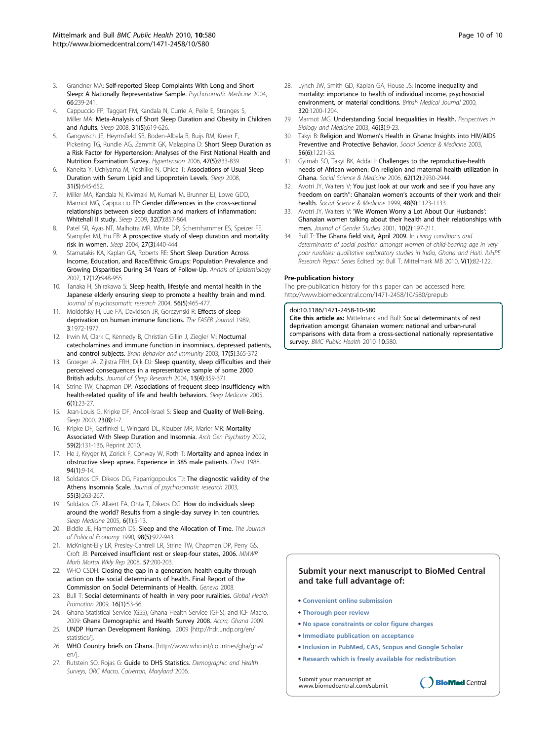3. Grandner MA: Self-reported Sleep Complaints With Long and Short Sleep: A Nationally Representative Sample. *Psychosomatic Medicine* 2004, 66:239-241.
4. Cappuccio FP, Taggart FM, Kandala N, Currie A, Peile E, Stranges S, Miller MA: Meta-Analysis of Short Sleep Duration and Obesity in Children and Adults. *Sleep* 2008, 31(5):619-626.
5. Gangwisch JE, Heymsfield SB, Boden-Albala B, Buijs RM, Kreier F, Pickering TG, Rundle AG, Zammit GK, Malaspina D: Short Sleep Duration as a Risk Factor for Hypertension: Analyses of the First National Health and Nutrition Examination Survey. *Hypertension* 2006, 47(5):833-839.
6. Kaneita Y, Uchiyama M, Yoshiike N, Ohida T: Associations of Usual Sleep Duration with Serum Lipid and Lipoprotein Levels. *Sleep* 2008, 31(5):645-652.
7. Miller MA, Kandala N, Kivimaki M, Kumari M, Brunner EJ, Lowe GDO, Marmot MG, Cappuccio FP: Gender differences in the cross-sectional relationships between sleep duration and markers of inflammation: Whitehall II study. *Sleep* 2009, 32(7):857-864.
8. Patel SR, Ayas NT, Malhotra MR, White DP, Schernhammer ES, Speizer FE, Stampfer MJ, Hu FB: A prospective study of sleep duration and mortality risk in women. *Sleep* 2004, 27(3):440-444.
9. Stamatakis KA, Kaplan GA, Roberts RE: Short Sleep Duration Across Income, Education, and Race/Ethnic Groups: Population Prevalence and Growing Disparities During 34 Years of Follow-Up. *Annals of Epidemiology* 2007, 17(12):948-955.
10. Tanaka H, Shirakawa S: Sleep health, lifestyle and mental health in the Japanese elderly ensuring sleep to promote a healthy brain and mind. *Journal of psychosomatic research* 2004, 56(5):465-477.
11. Moldofsky H, Lue FA, Davidson JR, Gorczynski R: Effects of sleep deprivation on human immune functions. *The FASEB Journal* 1989, 3:1972-1977.
12. Irwin M, Clark C, Kennedy B, Christian Gillin J, Ziegler M: Nocturnal catecholamines and immune function in insomniacs, depressed patients, and control subjects. *Brain Behavior and Immunity* 2003, 17(5):365-372.
13. Groeger JA, Zijlstra FRH, Dijk DJ: Sleep quantity, sleep difficulties and their perceived consequences in a representative sample of some 2000 British adults. *Journal of Sleep Research* 2004, 13(4):359-371.
14. Strine TW, Chapman DP: Associations of frequent sleep insufficiency with health-related quality of life and health behaviors. *Sleep Medicine* 2005, 6(1):23-27.
15. Jean-Louis G, Kripke DF, Ancoli-Israel S: Sleep and Quality of Well-Being. *Sleep* 2000, 23(8):1-7.
16. Kripke DF, Garfinkel L, Wingard DL, Klauber MR, Marler MR: Mortality Associated With Sleep Duration and Insomnia. *Arch Gen Psychiatry* 2002, 59(2):131-136, Reprint 2010.
17. He J, Kryger M, Zorick F, Conway W, Roth T: Mortality and apnea index in obstructive sleep apnea. Experience in 385 male patients. *Chest* 1988, 94(1):9-14.
18. Soldatos CR, Dikeos DG, Paparrigopoulos TJ: The diagnostic validity of the Athens Insomnia Scale. *Journal of psychosomatic research* 2003, 55(3):263-267.
19. Soldatos CR, Allaert FA, Ohta T, Dikeos DG: How do individuals sleep around the world? Results from a single-day survey in ten countries. *Sleep Medicine* 2005, 6(1):5-13.
20. Biddle JE, Hamermesh DS: Sleep and the Allocation of Time. *The Journal of Political Economy* 1990, 98(5):922-943.
21. McKnight-Eily LR, Presley-Cantrell LR, Strine TW, Chapman DP, Perry GS, Croft JB: Perceived insufficient rest or sleep-four states, 2006. *MMWR Morb Mortal Wkly Rep* 2008, 57:200-203.
22. WHO CSDH: Closing the gap in a generation: health equity through action on the social determinants of health. Final Report of the Commission on Social Determinants of Health. *Geneva* 2008.
23. Bull T: Social determinants of health in very poor ruralities. *Global Health Promotion* 2009, 16(1):53-56.
24. Ghana Statistical Service (GSS), Ghana Health Service (GHS), and ICF Macro. 2009: Ghana Demographic and Health Survey 2008. *Accra, Ghana* 2009.
25. UNDP Human Development Ranking. 2009 [http://hdr.undp.org/en/statistics/].
26. WHO Country briefs on Ghana. [http://www.who.int/countries/gha/gha/en/].
27. Rutstein SO, Rojas G: Guide to DHS Statistics. *Demographic and Health Surveys, ORC Macro, Calverton, Maryland* 2006.
28. Lynch JW, Smith GD, Kaplan GA, House JS: Income inequality and mortality: importance to health of individual income, psychosocial environment, or material conditions. *British Medical Journal* 2000, 320:1200-1204.
29. Marmot MG: Understanding Social Inequalities in Health. *Perspectives in Biology and Medicine* 2003, 46(3):9-23.
30. Takyi B: Religion and Women's Health in Ghana: Insights into HIV/AIDS Preventive and Protective Behavior. *Social Science & Medicine* 2003, 56(6):1221-35.
31. Gyimah SO, Takyi BK, Addai I: Challenges to the reproductive-health needs of African women: On religion and maternal health utilization in Ghana. *Social Science & Medicine* 2006, 62(12):2930-2944.
32. Avotri JY, Walters V: You just look at our work and see if you have any freedom on earth": Ghanaian women's accounts of their work and their health. *Social Science & Medicine* 1999, 48(9):1123-1133.
33. Avotri JY, Walters V: 'We Women Worry a Lot About Our Husbands': Ghanaian women talking about their health and their relationships with men. *Journal of Gender Studies* 2001, 10(2):197-211.
34. Bull T: The Ghana field visit, April 2009. In *Living conditions and determinants of social position amongst women of child-bearing age in very poor ruralities: qualitative exploratory studies in India, Ghana and Haiti. IUHPE Research Report Series* Edited by: Bull T, Mittelmark MB 2010, V(1):82-122.

### Pre-publication history

The pre-publication history for this paper can be accessed here:
http://www.biomedcentral.com/1471-2458/10/580/prepub

doi:10.1186/1471-2458-10-580

**Cite this article as:** Mittelmark and Bull: Social determinants of rest deprivation amongst Ghanaian women: national and urban-rural comparisons with data from a cross-sectional nationally representative survey. *BMC Public Health* 2010 10:580.

**Submit your next manuscript to BioMed Central and take full advantage of:**

- Convenient online submission
- Thorough peer review
- No space constraints or color figure charges
- Immediate publication on acceptance
- Inclusion in PubMed, CAS, Scopus and Google Scholar
- Research which is freely available for redistribution

Submit your manuscript at
www.biomedcentral.com/submit

BioMed Central